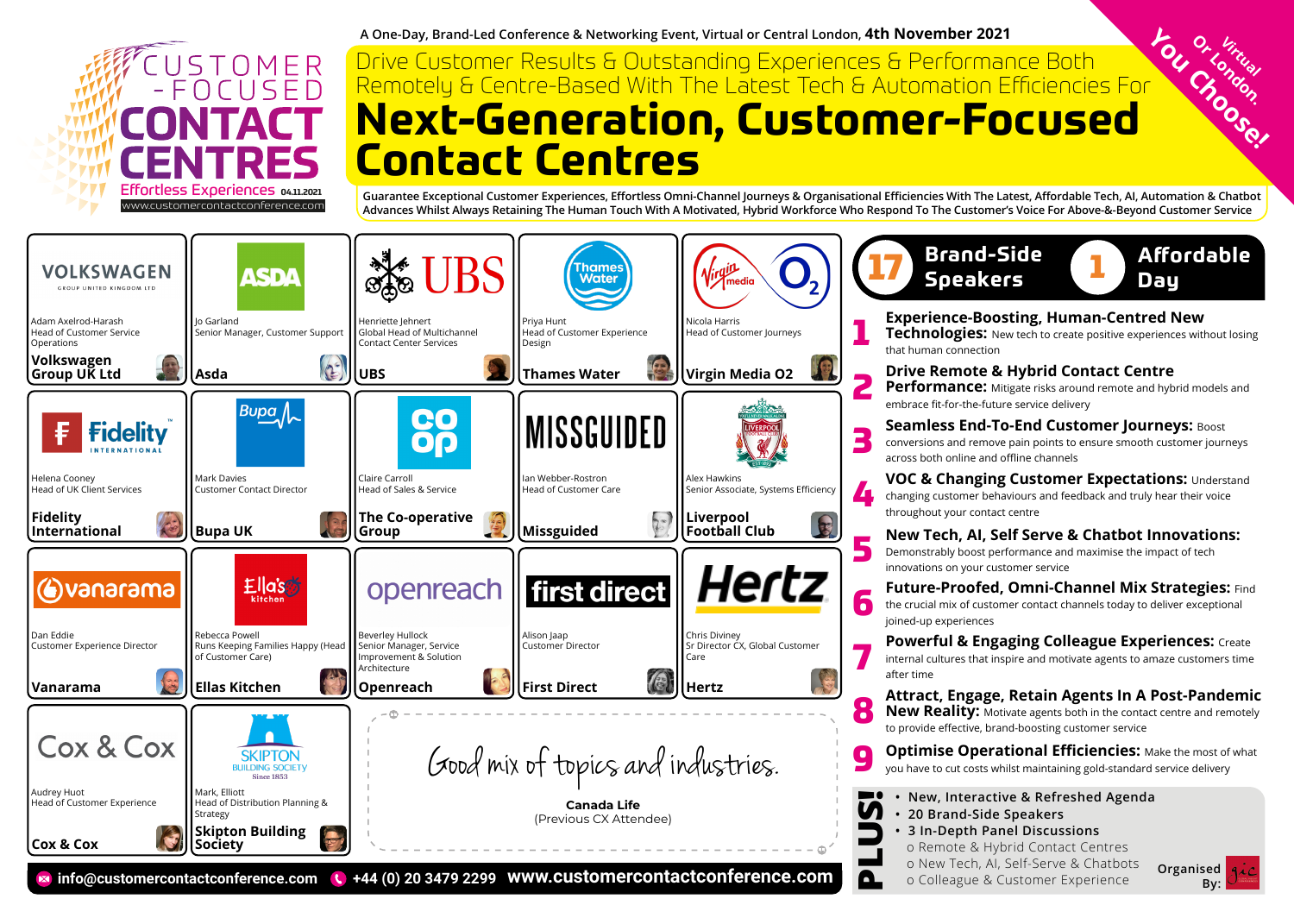# CUSTOMER-FOCUSED CONTACT CENTRES

Effortless Experiences 04.11.2021

www.customercontactconference.com

A One-Day, Brand-Led Conference & Networking Event, Virtual or Central London, **4th November 2021**

Drive Customer Results & Outstanding Experiences & Performance Both Remotely & Centre-Based With The Latest Tech & Automation Efficiencies For

# Next-Generation, Customer-Focused Contact Centres

Virtual Or London. You Choose!

Guarantee Exceptional Customer Experiences, Effortless Omni-Channel Journeys & Organisational Efficiencies With The Latest, Affordable Tech, AI, Automation & Chatbot Advances Whilst Always Retaining The Human Touch With A Motivated, Hybrid Workforce Who Respond To The Customer's Voice For Above-&-Beyond Customer Service

## Speakers

- Adam Axelrod-Harash, Head of Customer Service Operations — **Volkswagen Group UK Ltd**
- Jo Garland, Senior Manager, Customer Support — **Asda**
- Henriette Jehnert, Global Head of Multichannel Contact Center Services — **UBS**
- Priya Hunt, Head of Customer Experience Design — **Thames Water**
- Nicola Harris, Head of Customer Journeys — **Virgin Media O2**
- Helena Cooney, Head of UK Client Services — **Fidelity International**
- Mark Davies, Customer Contact Director — **Bupa UK**
- Claire Carroll, Head of Sales & Service — **The Co-operative Group**
- Ian Webber-Rostron, Head of Customer Care — **Missguided**
- Alex Hawkins, Senior Associate, Systems Efficiency — **Liverpool Football Club**
- Dan Eddie, Customer Experience Director — **Vanarama**
- Rebecca Powell, Runs Keeping Families Happy (Head of Customer Care) — **Ellas Kitchen**
- Beverley Hullock, Senior Manager, Service Improvement & Solution Architecture — **Openreach**
- Alison Jaap, Customer Director — **First Direct**
- Chris Diviney, Sr Director CX, Global Customer Care — **Hertz**
- Audrey Huot, Head of Customer Experience — **Cox & Cox**
- Mark, Elliott, Head of Distribution Planning & Strategy — **Skipton Building Society**

*Good mix of topics and industries.*

**Canada Life**
(Previous CX Attendee)

## 17 Brand-Side Speakers | 1 Affordable Day

1. **Experience-Boosting, Human-Centred New Technologies:** New tech to create positive experiences without losing that human connection
2. **Drive Remote & Hybrid Contact Centre Performance:** Mitigate risks around remote and hybrid models and embrace fit-for-the-future service delivery
3. **Seamless End-To-End Customer Journeys:** Boost conversions and remove pain points to ensure smooth customer journeys across both online and offline channels
4. **VOC & Changing Customer Expectations:** Understand changing customer behaviours and feedback and truly hear their voice throughout your contact centre
5. **New Tech, AI, Self Serve & Chatbot Innovations:** Demonstrably boost performance and maximise the impact of tech innovations on your customer service
6. **Future-Proofed, Omni-Channel Mix Strategies:** Find the crucial mix of customer contact channels today to deliver exceptional joined-up experiences
7. **Powerful & Engaging Colleague Experiences:** Create internal cultures that inspire and motivate agents to amaze customers time after time
8. **Attract, Engage, Retain Agents In A Post-Pandemic New Reality:** Motivate agents both in the contact centre and remotely to provide effective, brand-focused customer service
9. **Optimise Operational Efficiencies:** Make the most of what you have to cut costs whilst maintaining gold-standard service delivery

**PLUS!**
- New, Interactive & Refreshed Agenda
- 20 Brand-Side Speakers
- 3 In-Depth Panel Discussions
  - o Remote & Hybrid Contact Centres
  - o New Tech, AI, Self-Serve & Chatbots
  - o Colleague & Customer Experience

Organised By: gic

info@customercontactconference.com | +44 (0) 20 3479 2299 | www.customercontactconference.com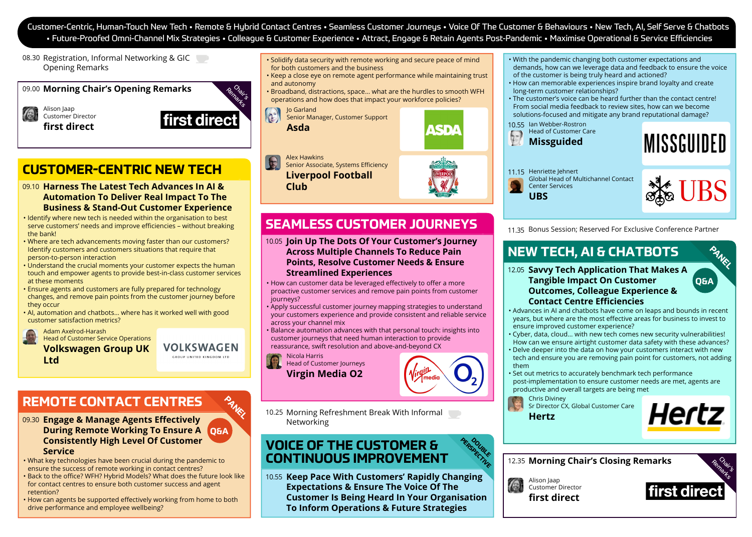Customer-Centric, Human-Touch New Tech • Remote & Hybrid Contact Centres • Seamless Customer Journeys • Voice Of The Customer & Behaviours • New Tech, AI, Self Serve & Chatbots • Future-Proofed Omni-Channel Mix Strategies • Colleague & Customer Experience • Attract, Engage & Retain Agents Post-Pandemic • Maximise Operational & Service Efficiencies

08.30 Registration, Informal Networking & GIC Opening Remarks

09.00 **Morning Chair's Opening Remarks**

Chair's Remarks

Alison Jaap
Customer Director
**first direct**

## CUSTOMER-CENTRIC NEW TECH

09.10 **Harness The Latest Tech Advances In AI & Automation To Deliver Real Impact To The Business & Stand-Out Customer Experience**

- Identify where new tech is needed within the organisation to best serve customers' needs and improve efficiencies – without breaking the bank!
- Where are tech advancements moving faster than our customers? Identify customers and customers situations that require that person-to-person interaction
- Understand the crucial moments your customer expects the human touch and empower agents to provide best-in-class customer services at these moments
- Ensure agents and customers are fully prepared for technology changes, and remove pain points from the customer journey before they occur
- AI, automation and chatbots... where has it worked well with good customer satisfaction metrics?

Adam Axelrod-Harash
Head of Customer Service Operations
**Volkswagen Group UK Ltd**

## REMOTE CONTACT CENTRES

PANEL

09.30 **Engage & Manage Agents Effectively During Remote Working To Ensure A Consistently High Level Of Customer Service** Q&A

- What key technologies have been crucial during the pandemic to ensure the success of remote working in contact centres?
- Back to the office? WFH? Hybrid Models? What does the future look like for contact centres to ensure both customer success and agent retention?
- How can agents be supported effectively working from home to both drive performance and employee wellbeing?
- Solidify data security with remote working and secure peace of mind for both customers and the business
- Keep a close eye on remote agent performance while maintaining trust and autonomy
- Broadband, distractions, space... what are the hurdles to smooth WFH operations and how does that impact your workforce policies?

Jo Garland
Senior Manager, Customer Support
**Asda**

Alex Hawkins
Senior Associate, Systems Efficiency
**Liverpool Football Club**

## SEAMLESS CUSTOMER JOURNEYS

10.05 **Join Up The Dots Of Your Customer's Journey Across Multiple Channels To Reduce Pain Points, Resolve Customer Needs & Ensure Streamlined Experiences**

- How can customer data be leveraged effectively to offer a more proactive customer services and remove pain points from customer journeys?
- Apply successful customer journey mapping strategies to understand your customers experience and provide consistent and reliable service across your channel mix
- Balance automation advances with that personal touch: insights into customer journeys that need human interaction to provide reassurance, swift resolution and above-and-beyond CX

Nicola Harris
Head of Customer Journeys
**Virgin Media O2**

10.25 Morning Refreshment Break With Informal Networking

## VOICE OF THE CUSTOMER & CONTINUOUS IMPROVEMENT

DOUBLE PERSPECTIVE

10.55 **Keep Pace With Customers' Rapidly Changing Expectations & Ensure The Voice Of The Customer Is Being Heard In Your Organisation To Inform Operations & Future Strategies**

- With the pandemic changing both customer expectations and demands, how can we leverage data and feedback to ensure the voice of the customer is being truly heard and actioned?
- How can memorable experiences inspire brand loyalty and create long-term customer relationships?
- The customer's voice can be heard further than the contact centre! From social media feedback to review sites, how can we become solutions-focused and mitigate any brand reputational damage?

10.55 Ian Webber-Rostron
Head of Customer Care
**Missguided**

11.15 Henriette Jehnert
Global Head of Multichannel Contact Center Services
**UBS**

11.35 Bonus Session; Reserved For Exclusive Conference Partner

## NEW TECH, AI & CHATBOTS

PANEL

12.05 **Savvy Tech Application That Makes A Tangible Impact On Customer Outcomes, Colleague Experience & Contact Centre Efficiencies** Q&A

- Advances in AI and chatbots have come on leaps and bounds in recent years, but where are the most effective areas for business to invest to ensure improved customer experience?
- Cyber, data, cloud... with new tech comes new security vulnerabilities! How can we ensure airtight customer data safety with these advances?
- Delve deeper into the data on how your customers interact with new tech and ensure you are removing pain point for customers, not adding them
- Set out metrics to accurately benchmark tech performance post-implementation to ensure customer needs are met, agents are productive and overall targets are being met

Chris Diviney
Sr Director CX, Global Customer Care
**Hertz**

12.35 **Morning Chair's Closing Remarks**

Chair's Remarks

Alison Jaap
Customer Director
**first direct**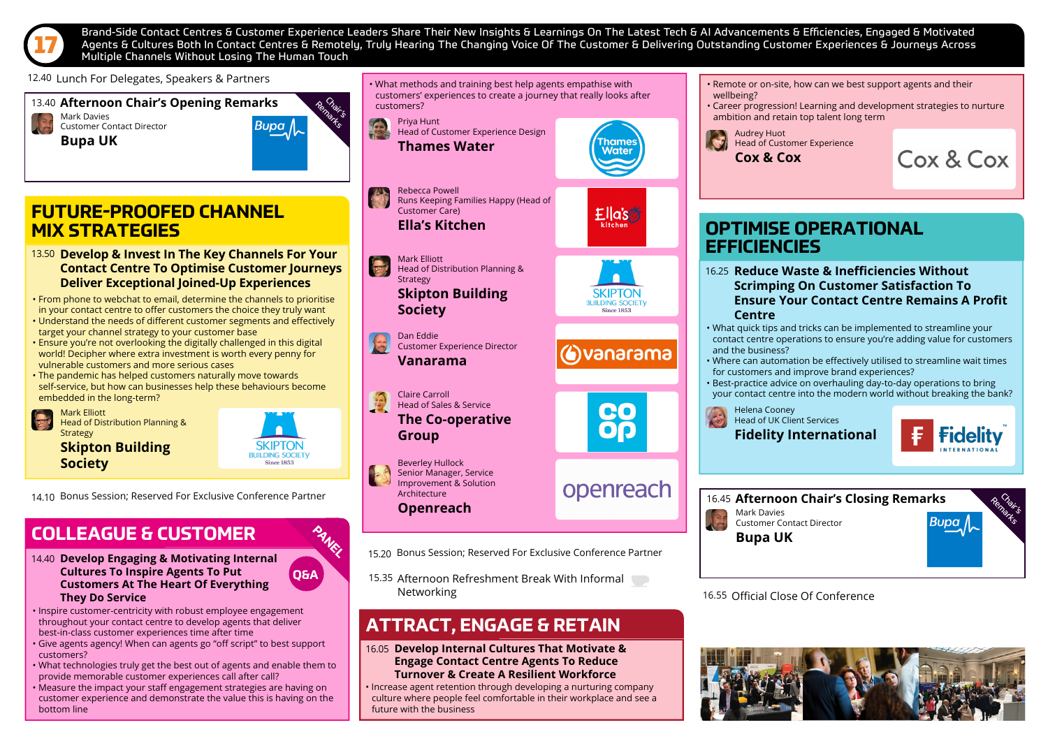# 17 Brand-Side Contact Centres & Customer Experience Leaders Share Their New Insights & Learnings On The Latest Tech & AI Advancements & Efficiencies, Engaged & Motivated Agents & Cultures Both In Contact Centres & Remotely, Truly Hearing The Changing Voice Of The Customer & Delivering Outstanding Customer Experiences & Journeys Across Multiple Channels Without Losing The Human Touch

12.40 Lunch For Delegates, Speakers & Partners

13.40 **Afternoon Chair's Opening Remarks**

Chair's Remarks

Mark Davies
Customer Contact Director
**Bupa UK**

## FUTURE-PROOFED CHANNEL MIX STRATEGIES

13.50 **Develop & Invest In The Key Channels For Your Contact Centre To Optimise Customer Journeys Deliver Exceptional Joined-Up Experiences**

- From phone to webchat to email, determine the channels to prioritise in your contact centre to offer customers the choice they truly want
- Understand the needs of different customer segments and effectively target your channel strategy to your customer base
- Ensure you're not overlooking the digitally challenged in this digital world! Decipher where extra investment is worth every penny for vulnerable customers and more serious cases
- The pandemic has helped customers naturally move towards self-service, but how can businesses help these behaviours become embedded in the long-term?

Mark Elliott
Head of Distribution Planning & Strategy
**Skipton Building Society**

14.10 Bonus Session; Reserved For Exclusive Conference Partner

## COLLEAGUE & CUSTOMER

PANEL

14.40 **Develop Engaging & Motivating Internal Cultures To Inspire Agents To Put Customers At The Heart Of Everything They Do Service**

Q&A

- Inspire customer-centricity with robust employee engagement throughout your contact centre to develop agents that deliver best-in-class customer experiences time after time
- Give agents agency! When can agents go "off script" to best support customers?
- What technologies truly get the best out of agents and enable them to provide memorable customer experiences call after call?
- Measure the impact your staff engagement strategies are having on customer experience and demonstrate the value this is having on the bottom line
- What methods and training best help agents empathise with customers' experiences to create a journey that really looks after customers?

Priya Hunt
Head of Customer Experience Design
**Thames Water**

Rebecca Powell
Runs Keeping Families Happy (Head of Customer Care)
**Ella's Kitchen**

Mark Elliott
Head of Distribution Planning & Strategy
**Skipton Building Society**

Dan Eddie
Customer Experience Director
**Vanarama**

Claire Carroll
Head of Sales & Service
**The Co-operative Group**

Beverley Hullock
Senior Manager, Service Improvement & Solution Architecture
**Openreach**

15.20 Bonus Session; Reserved For Exclusive Conference Partner

15.35 Afternoon Refreshment Break With Informal Networking

## ATTRACT, ENGAGE & RETAIN

16.05 **Develop Internal Cultures That Motivate & Engage Contact Centre Agents To Reduce Turnover & Create A Resilient Workforce**

- Increase agent retention through developing a nurturing company culture where people feel comfortable in their workplace and see a future with the business
- Remote or on-site, how can we best support agents and their wellbeing?
- Career progression! Learning and development strategies to nurture ambition and retain top talent long term

Audrey Huot
Head of Customer Experience
**Cox & Cox**

## OPTIMISE OPERATIONAL EFFICIENCIES

16.25 **Reduce Waste & Inefficiencies Without Scrimping On Customer Satisfaction To Ensure Your Contact Centre Remains A Profit Centre**

- What quick tips and tricks can be implemented to streamline your contact centre operations to ensure you're adding value for customers and the business?
- Where can automation be effectively utilised to streamline wait times for customers and improve brand experiences?
- Best-practice advice on overhauling day-to-day operations to bring your contact centre into the modern world without breaking the bank?

Helena Cooney
Head of UK Client Services
**Fidelity International**

16.45 **Afternoon Chair's Closing Remarks**

Chair's Remarks

Mark Davies
Customer Contact Director
**Bupa UK**

16.55 Official Close Of Conference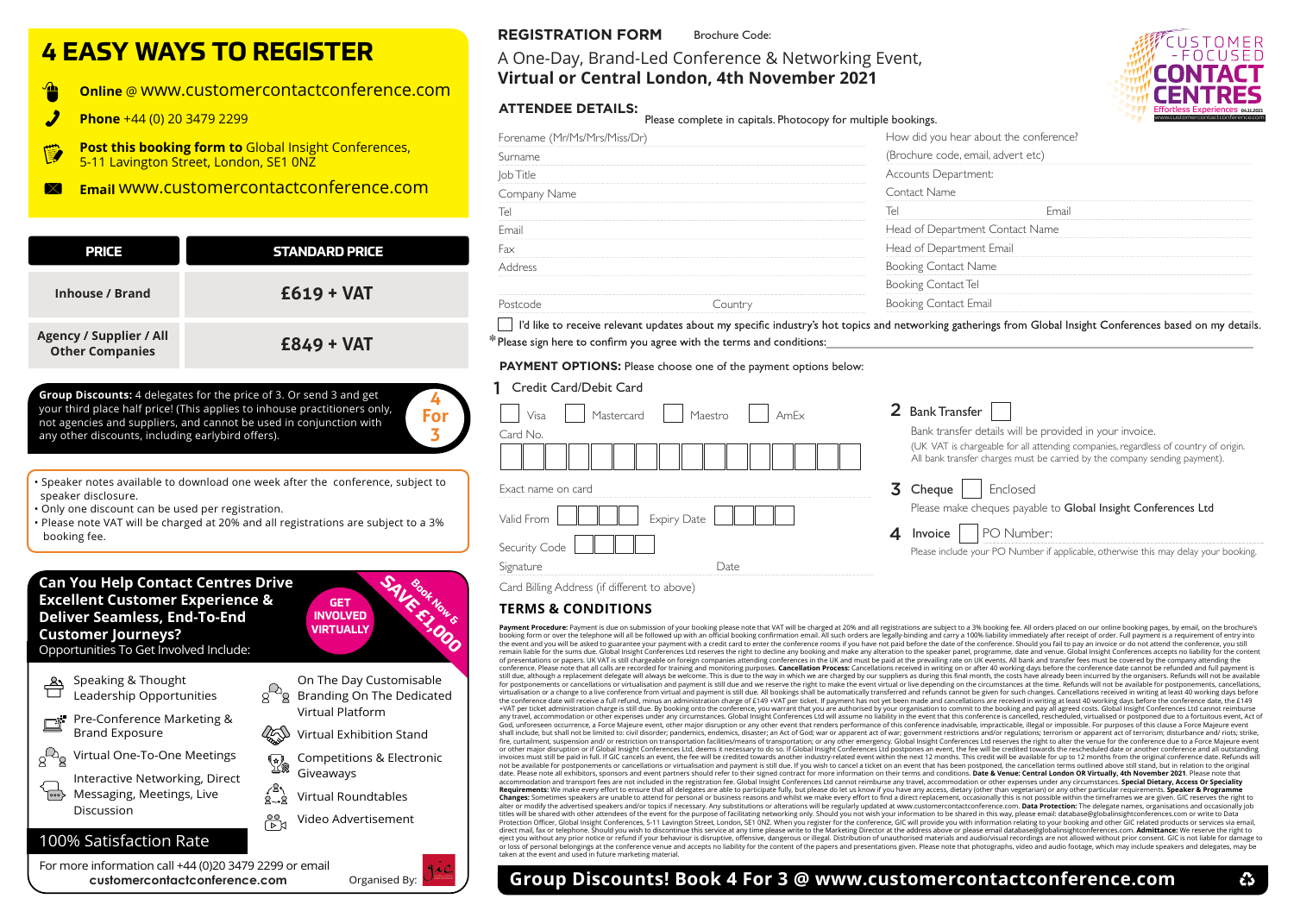# 4 EASY WAYS TO REGISTER

**Online** @ www.customercontactconference.com

**Phone** +44 (0) 20 3479 2299

**Post this booking form to** Global Insight Conferences, 5-11 Lavington Street, London, SE1 0NZ

**Email** www.customercontactconference.com

| PRICE | STANDARD PRICE |
|---|---|
| Inhouse / Brand | £619 + VAT |
| Agency / Supplier / All Other Companies | £849 + VAT |

**Group Discounts:** 4 delegates for the price of 3. Or send 3 and get your third place half price! (This applies to inhouse practitioners only, not agencies and suppliers, and cannot be used in conjunction with any other discounts, including earlybird offers).

4 For 3

- Speaker notes available to download one week after the conference, subject to speaker disclosure.
- Only one discount can be used per registration.
- Please note VAT will be charged at 20% and all registrations are subject to a 3% booking fee.

## Can You Help Contact Centres Drive Excellent Customer Experience & Deliver Seamless, End-To-End Customer Journeys?

GET INVOLVED VIRTUALLY

SAVE £1,000 Book Now &

Opportunities To Get Involved Include:

- Speaking & Thought Leadership Opportunities
- Pre-Conference Marketing & Brand Exposure
- Virtual One-To-One Meetings
- Interactive Networking, Direct Messaging, Meetings, Live Discussion
- On The Day Customisable Branding On The Dedicated Virtual Platform
- Virtual Exhibition Stand
- Competitions & Electronic Giveaways
- Virtual Roundtables
- Video Advertisement

100% Satisfaction Rate

For more information call +44 (0)20 3479 2299 or email **customercontactconference.com**

Organised By:

## REGISTRATION FORM

Brochure Code:

A One-Day, Brand-Led Conference & Networking Event, **Virtual or Central London, 4th November 2021**

CUSTOMER-FOCUSED CONTACT CENTRES Effortless Experiences 04.11.2021 www.customercontactconference.com

### ATTENDEE DETAILS:

Please complete in capitals. Photocopy for multiple bookings.

Forename (Mr/Ms/Mrs/Miss/Dr)

Surname

Job Title

Company Name

Tel

Email

Fax

Address

Postcode Country

How did you hear about the conference?

(Brochure code, email, advert etc)

Accounts Department:

Contact Name

Tel Email

Head of Department Contact Name

Head of Department Email

Booking Contact Name

Booking Contact Tel

Booking Contact Email

☐ I'd like to receive relevant updates about my specific industry's hot topics and networking gatherings from Global Insight Conferences based on my details.

*Please sign here to confirm you agree with the terms and conditions:

**PAYMENT OPTIONS:** Please choose one of the payment options below:

**1** Credit Card/Debit Card

☐ Visa ☐ Mastercard ☐ Maestro ☐ AmEx

Card No.

Exact name on card

Valid From Expiry Date

Security Code

Signature Date

Card Billing Address (if different to above)

**2** Bank Transfer ☐

Bank transfer details will be provided in your invoice.

(UK VAT is chargeable for all attending companies, regardless of country of origin. All bank transfer charges must be carried by the company sending payment).

**3** Cheque ☐ Enclosed

Please make cheques payable to Global Insight Conferences Ltd

**4** Invoice ☐ PO Number:

Please include your PO Number if applicable, otherwise this may delay your booking.

### TERMS & CONDITIONS

**Payment Procedure:** Payment is due on submission of your booking please note that VAT will be charged at 20% and all registrations are subject to a 3% booking fee. All orders placed on our online booking pages, by email, on the brochure's booking form or over the telephone will all be followed up with an official booking confirmation email. All such orders are legally-binding and carry a 100% liability immediately after receipt of order. Full payment is a requirement of entry into the event and you will be asked to guarantee your payment with a credit card to enter the conference rooms if you have not paid before the date of the conference. Should you fail to pay an invoice or do not attend the conference, you still remain liable for the sums due. Global Insight Conferences Ltd reserves the right to decline any booking and make any alteration to the speaker panel, programme, date and venue. Global Insight Conferences accepts no liability for the content of presentations or papers. UK VAT is still chargeable on foreign companies attending conferences in the UK and must be paid at the prevailing rate on UK events. All bank and transfer fees must be covered by the company attending the conference. Please note that all calls are recorded for training and monitoring purposes. **Cancellation Process:** Cancellations received in writing on or after 40 working days before the conference date cannot be refunded and full payment is still due, although a replacement delegate will always be welcome. This is due to the way in which we are charged by our suppliers as during this final month, the costs have already been incurred by the organisers. Refunds will not be available for postponements or cancellations or virtualisation and payment is still due and we reserve the right to make the event virtual or live depending on the circumstances in the UK and must be paid at the prevailing rate on UK events at the time. Refunds will not be available for postponements, cancellations, virtualisation or a change to a live conference from virtual and payment is still due. All bookings shall be automatically transferred and refunds cannot be given for such changes. Cancellations received in writing at least 40 working days before the conference date will receive a full refund, minus an administration charge of £149 +VAT per ticket. If payment has not yet been made and cancellations are received in writing at least 40 working days before the conference date, the £149 +VAT per ticket administration charge is still due. By booking onto the conference, you warrant that you are authorised by your organisation to commit to the booking and pay all agreed costs. Global Insight Conferences Ltd cannot reimburse any travel, accommodation or other expenses under any circumstances. Global Insight Conferences Ltd will assume no liability in the event that this conference is cancelled, rescheduled, virtualised or postponed due to a fortuitous event, Act of God, unforeseen occurrence, a Force Majeure event, other major disruption or any other event that renders performance of this conference inadvisable, impracticable, illegal or impossible. For purposes of this clause a Force Majeure event shall include, but shall not be limited to: civil disorder; pandemics, endemics, disaster; an Act of God; war or apparent act of war; government restrictions and/or regulations; terrorism or apparent act of terrorism; disturbance and/ riots; strike, fire, curtailment, suspension and/ or restriction on transportation facilities/means of transportation; or any other emergency. Global Insight Conferences Ltd reserves the right to alter the venue for the conference due to a Force Majeure event or other major disruption or if Global Insight Conferences Ltd, deems it necessary to do so. If Global Insight Conferences Ltd postpones an event, the fee will be credited towards the rescheduled date or another conference and all outstanding invoices must still be paid in full. If GIC cancels an event, the fee will be credited towards another industry-related event within the next 12 months. This credit will be available for up to 12 months from the original conference date. Refunds will not be available for postponements or cancellations or virtualisation and payment is still due. If you wish to cancel a ticket on an event that has been postponed, the cancellation terms outlined above still stand, but in relation to the original date. Please note that all exhibitors, sponsors and event partners should refer to their signed contract for more information on their terms and conditions. **Date & Venue: Central London OR Virtually, 4th November 2021**. Please note that accommodation and transport fees are not included in the registration fee. Global Insight Conferences Ltd cannot reimburse any travel, accommodation or other expenses under any circumstances. **Special Dietary, Access Or Speciality Requirements:** We make every effort to ensure that all delegates are able to participate fully, but please do let us know if you have any access, dietary (other than vegetarian) or any other particular requirements. **Speaker & Programme Changes:** Sometimes speakers are unable to attend for personal or business reasons and whilst we make every effort to find a direct replacement, occasionally this is not possible within the timeframes we are given. GIC reserves the right to alter or modify the advertised speakers and/or topics if necessary. Any substitutions or alterations will be regularly updated at www.customercontactconference.com. **Data Protection:** The delegate names, organisations and occasionally job titles will be shared with other attendees of the event for the purpose of facilitating networking only. Should you not wish your information to be shared in this way, please email: database@globalinsightconferences.com or write to Data Protection Officer, Global Insight Conferences, 5-11 Lavington Street, London, SE1 0NZ. When you register for the conference, GIC will provide you with information relating to your booking and other GIC related products or services via email, direct mail, fax or telephone. Should you wish to discontinue this service at any time please write to the Marketing Director at the address above or please email database@globalinsightconferences.com. **Admittance:** We reserve the right to eject you without any prior notice or refund if your behaviour is disruptive, offensive, dangerous or illegal. Distribution of unauthorised materials and audio/visual recordings are not allowed without prior consent. GIC is not liable for damage to or loss of personal belongings at the conference venue and accepts no liability for the content of the papers and presentations given. Please note that photographs, video and audio footage, which may include speakers and delegates, may be taken at the event and used in future marketing material.

**Group Discounts! Book 4 For 3 @ www.customercontactconference.com**